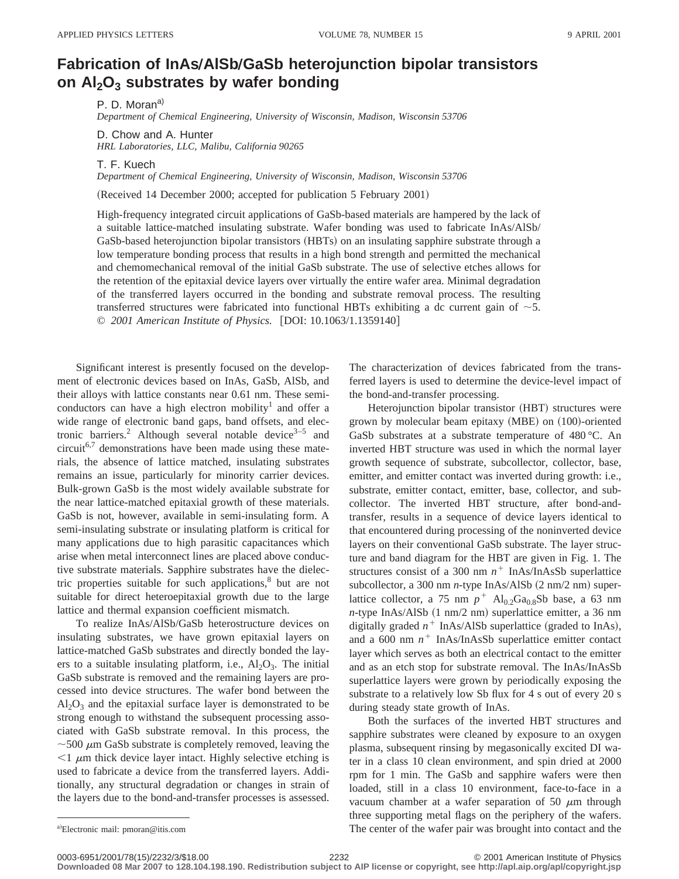# Fabrication of InAs/AlSb/GaSb heterojunction bipolar transistors on $Al_2O_3$ substrates by wafer bonding

P. D. Moran[a)]
*Department of Chemical Engineering, University of Wisconsin, Madison, Wisconsin 53706*

D. Chow and A. Hunter
*HRL Laboratories, LLC, Malibu, California 90265*

T. F. Kuech
*Department of Chemical Engineering, University of Wisconsin, Madison, Wisconsin 53706*

(Received 14 December 2000; accepted for publication 5 February 2001)

High-frequency integrated circuit applications of GaSb-based materials are hampered by the lack of a suitable lattice-matched insulating substrate. Wafer bonding was used to fabricate InAs/AlSb/GaSb-based heterojunction bipolar transistors (HBTs) on an insulating sapphire substrate through a low temperature bonding process that results in a high bond strength and permitted the mechanical and chemomechanical removal of the initial GaSb substrate. The use of selective etches allows for the retention of the epitaxial device layers over virtually the entire wafer area. Minimal degradation of the transferred layers occurred in the bonding and substrate removal process. The resulting transferred structures were fabricated into functional HBTs exhibiting a dc current gain of ~5. © *2001 American Institute of Physics.* [DOI: 10.1063/1.1359140]

Significant interest is presently focused on the development of electronic devices based on InAs, GaSb, AlSb, and their alloys with lattice constants near 0.61 nm. These semiconductors can have a high electron mobility[1] and offer a wide range of electronic band gaps, band offsets, and electronic barriers.[2] Although several notable device[3–5] and circuit[6,7] demonstrations have been made using these materials, the absence of lattice matched, insulating substrates remains an issue, particularly for minority carrier devices. Bulk-grown GaSb is the most widely available substrate for the near lattice-matched epitaxial growth of these materials. GaSb is not, however, available in semi-insulating form. A semi-insulating substrate or insulating platform is critical for many applications due to high parasitic capacitances which arise when metal interconnect lines are placed above conductive substrate materials. Sapphire substrates have the dielectric properties suitable for such applications,[8] but are not suitable for direct heteroepitaxial growth due to the large lattice and thermal expansion coefficient mismatch.

To realize InAs/AlSb/GaSb heterostructure devices on insulating substrates, we have grown epitaxial layers on lattice-matched GaSb substrates and directly bonded the layers to a suitable insulating platform, i.e., $Al_2O_3$. The initial GaSb substrate is removed and the remaining layers are processed into device structures. The wafer bond between the $Al_2O_3$ and the epitaxial surface layer is demonstrated to be strong enough to withstand the subsequent processing associated with GaSb substrate removal. In this process, the ~500 $\mu$m GaSb substrate is completely removed, leaving the <1 $\mu$m thick device layer intact. Highly selective etching is used to fabricate a device from the transferred layers. Additionally, any structural degradation or changes in strain of the layers due to the bond-and-transfer processes is assessed. The characterization of devices fabricated from the transferred layers is used to determine the device-level impact of the bond-and-transfer processing.

Heterojunction bipolar transistor (HBT) structures were grown by molecular beam epitaxy (MBE) on (100)-oriented GaSb substrates at a substrate temperature of 480 °C. An inverted HBT structure was used in which the normal layer growth sequence of substrate, subcollector, collector, base, emitter, and emitter contact was inverted during growth: i.e., substrate, emitter contact, emitter, base, collector, and subcollector. The inverted HBT structure, after bond-and-transfer, results in a sequence of device layers identical to that encountered during processing of the noninverted device layers on their conventional GaSb substrate. The layer structure and band diagram for the HBT are given in Fig. 1. The structures consist of a 300 nm $n^+$ InAs/InAsSb superlattice subcollector, a 300 nm $n$-type InAs/AlSb (2 nm/2 nm) superlattice collector, a 75 nm $p^+$ $Al_{0.2}Ga_{0.8}Sb$ base, a 63 nm $n$-type InAs/AlSb (1 nm/2 nm) superlattice emitter, a 36 nm digitally graded $n^+$ InAs/AlSb superlattice (graded to InAs), and a 600 nm $n^+$ InAs/InAsSb superlattice emitter contact layer which serves as both an electrical contact to the emitter and as an etch stop for substrate removal. The InAs/InAsSb superlattice layers were grown by periodically exposing the substrate to a relatively low Sb flux for 4 s out of every 20 s during steady state growth of InAs.

Both the surfaces of the inverted HBT structures and sapphire substrates were cleaned by exposure to an oxygen plasma, subsequent rinsing by megasonically excited DI water in a class 10 clean environment, and spin dried at 2000 rpm for 1 min. The GaSb and sapphire wafers were then loaded, still in a class 10 environment, face-to-face in a vacuum chamber at a wafer separation of 50 $\mu$m through three supporting metal flags on the periphery of the wafers. The center of the wafer pair was brought into contact and the

a)Electronic mail: pmoran@itis.com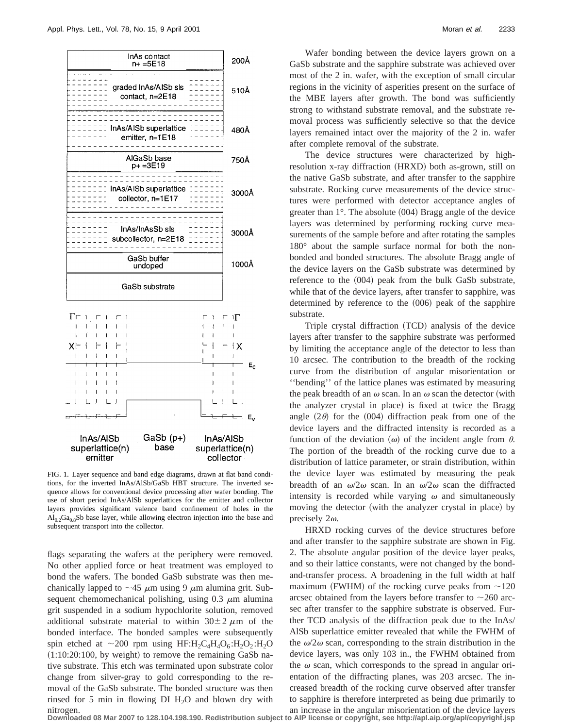FIG. 1. Layer sequence and band edge diagrams, drawn at flat band conditions, for the inverted InAs/AlSb/GaSb HBT structure. The inverted sequence allows for conventional device processing after wafer bonding. The use of short period InAs/AlSb superlattices for the emitter and collector layers provides significant valence band confinement of holes in the $Al_{0.2}Ga_{0.8}Sb$ base layer, while allowing electron injection into the base and subsequent transport into the collector.

flags separating the wafers at the periphery were removed. No other applied force or heat treatment was employed to bond the wafers. The bonded GaSb substrate was then mechanically lapped to ~45 $\mu$m using 9 $\mu$m alumina grit. Subsequent chemomechanical polishing, using 0.3 $\mu$m alumina grit suspended in a sodium hypochlorite solution, removed additional substrate material to within $30\pm2$ $\mu$m of the bonded interface. The bonded samples were subsequently spin etched at ~200 rpm using $HF:H_2C_4H_4O_6:H_2O_2:H_2O$ (1:10:20:100, by weight) to remove the remaining GaSb native substrate. This etch was terminated upon substrate color change from silver-gray to gold corresponding to the removal of the GaSb substrate. The bonded structure was then rinsed for 5 min in flowing DI $H_2O$ and blown dry with nitrogen.

Wafer bonding between the device layers grown on a GaSb substrate and the sapphire substrate was achieved over most of the 2 in. wafer, with the exception of small circular regions in the vicinity of asperities present on the surface of the MBE layers after growth. The bond was sufficiently strong to withstand substrate removal, and the substrate removal process was sufficiently selective so that the device layers remained intact over the majority of the 2 in. wafer after complete removal of the substrate.

The device structures were characterized by high-resolution x-ray diffraction (HRXD) both as-grown, still on the native GaSb substrate, and after transfer to the sapphire substrate. Rocking curve measurements of the device structures were performed with detector acceptance angles of greater than 1°. The absolute (004) Bragg angle of the device layers was determined by performing rocking curve measurements of the sample before and after rotating the samples 180° about the sample surface normal for both the non-bonded and bonded structures. The absolute Bragg angle of the device layers on the GaSb substrate was determined by reference to the (004) peak from the bulk GaSb substrate, while that of the device layers, after transfer to sapphire, was determined by reference to the (006) peak of the sapphire substrate.

Triple crystal diffraction (TCD) analysis of the device layers after transfer to the sapphire substrate was performed by limiting the acceptance angle of the detector to less than 10 arcsec. The contribution to the breadth of the rocking curve from the distribution of angular misorientation or ''bending'' of the lattice planes was estimated by measuring the peak breadth of an $\omega$ scan. In an $\omega$ scan the detector (with the analyzer crystal in place) is fixed at twice the Bragg angle ($2\theta$) for the (004) diffraction peak from one of the device layers and the diffracted intensity is recorded as a function of the deviation ($\omega$) of the incident angle from $\theta$. The portion of the breadth of the rocking curve due to a distribution of lattice parameter, or strain distribution, within the device layer was estimated by measuring the peak breadth of an $\omega/2\omega$ scan. In an $\omega/2\omega$ scan the diffracted intensity is recorded while varying $\omega$ and simultaneously moving the detector (with the analyzer crystal in place) by precisely $2\omega$.

HRXD rocking curves of the device structures before and after transfer to the sapphire substrate are shown in Fig. 2. The absolute angular position of the device layer peaks, and so their lattice constants, were not changed by the bond-and-transfer process. A broadening in the full width at half maximum (FWHM) of the rocking curve peaks from ~120 arcsec obtained from the layers before transfer to ~260 arcsec after transfer to the sapphire substrate is observed. Further TCD analysis of the diffraction peak due to the InAs/AlSb superlattice emitter revealed that while the FWHM of the $\omega/2\omega$ scan, corresponding to the strain distribution in the device layers, was only 103 in., the FWHM obtained from the $\omega$ scan, which corresponds to the spread in angular orientation of the diffracting planes, was 203 arcsec. The increased breadth of the rocking curve observed after transfer to sapphire is therefore interpreted as being due primarily to an increase in the angular misorientation of the device layers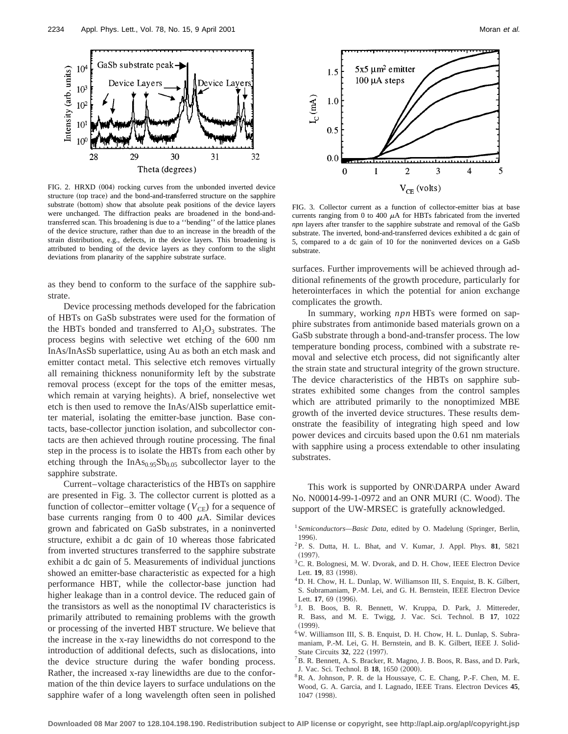GaSb substrate peak

Device Layers

Device Layers

Intensity (arb. units)

$10^4$

$10^3$

$10^2$

$10^1$

$10^0$

28 29 30 31 32

Theta (degrees)

FIG. 2. HRXD (004) rocking curves from the unbonded inverted device structure (top trace) and the bond-and-transferred structure on the sapphire substrate (bottom) show that absolute peak positions of the device layers were unchanged. The diffraction peaks are broadened in the bond-and-transferred scan. This broadening is due to a "bending" of the lattice planes of the device structure, rather than due to an increase in the breadth of the strain distribution, e.g., defects, in the device layers. This broadening is attributed to bending of the device layers as they conform to the slight deviations from planarity of the sapphire substrate surface.

as they bend to conform to the surface of the sapphire substrate.

Device processing methods developed for the fabrication of HBTs on GaSb substrates were used for the formation of the HBTs bonded and transferred to $Al_2O_3$ substrates. The process begins with selective wet etching of the 600 nm InAs/InAsSb superlattice, using Au as both an etch mask and emitter contact metal. This selective etch removes virtually all remaining thickness nonuniformity left by the substrate removal process (except for the tops of the emitter mesas, which remain at varying heights). A brief, nonselective wet etch is then used to remove the InAs/AlSb superlattice emitter material, isolating the emitter-base junction. Base contacts, base-collector junction isolation, and subcollector contacts are then achieved through routine processing. The final step in the process is to isolate the HBTs from each other by etching through the $InAs_{0.95}Sb_{0.05}$ subcollector layer to the sapphire substrate.

Current–voltage characteristics of the HBTs on sapphire are presented in Fig. 3. The collector current is plotted as a function of collector–emitter voltage ($V_{CE}$) for a sequence of base currents ranging from 0 to 400 $\mu$A. Similar devices grown and fabricated on GaSb substrates, in a noninverted structure, exhibit a dc gain of 10 whereas those fabricated from inverted structures transferred to the sapphire substrate exhibit a dc gain of 5. Measurements of individual junctions showed an emitter-base characteristic as expected for a high performance HBT, while the collector-base junction had higher leakage than in a control device. The reduced gain of the transistors as well as the nonoptimal IV characteristics is primarily attributed to remaining problems with the growth or processing of the inverted HBT structure. We believe that the increase in the x-ray linewidths do not correspond to the introduction of additional defects, such as dislocations, into the device structure during the wafer bonding process. Rather, the increased x-ray linewidths are due to the conformation of the thin device layers to surface undulations on the sapphire wafer of a long wavelength often seen in polished surfaces. Further improvements will be achieved through additional refinements of the growth procedure, particularly for heterointerfaces in which the potential for anion exchange complicates the growth.

5x5 $\mu$m$^2$ emitter

100 $\mu$A steps

$I_C$ (mA)

1.5

1.0

0.5

0.0

0 1 2 3 4 5

$V_{CE}$ (volts)

FIG. 3. Collector current as a function of collector-emitter bias at base currents ranging from 0 to 400 $\mu$A for HBTs fabricated from the inverted *npn* layers after transfer to the sapphire substrate and removal of the GaSb substrate. The inverted, bond-and-transferred devices exhibited a dc gain of 5, compared to a dc gain of 10 for the noninverted devices on a GaSb substrate.

In summary, working *npn* HBTs were formed on sapphire substrates from antimonide based materials grown on a GaSb substrate through a bond-and-transfer process. The low temperature bonding process, combined with a substrate removal and selective etch process, did not significantly alter the strain state and structural integrity of the grown structure. The device characteristics of the HBTs on sapphire substrates exhibited some changes from the control samples which are attributed primarily to the nonoptimized MBE growth of the inverted device structures. These results demonstrate the feasibility of integrating high speed and low power devices and circuits based upon the 0.61 nm materials with sapphire using a process extendable to other insulating substrates.

This work is supported by ONR\DARPA under Award No. N00014-99-1-0972 and an ONR MURI (C. Wood). The support of the UW-MRSEC is gratefully acknowledged.

[1] *Semiconductors—Basic Data*, edited by O. Madelung (Springer, Berlin, 1996).

[2] P. S. Dutta, H. L. Bhat, and V. Kumar, J. Appl. Phys. **81**, 5821 (1997).

[3] C. R. Bolognesi, M. W. Dvorak, and D. H. Chow, IEEE Electron Device Lett. **19**, 83 (1998).

[4] D. H. Chow, H. L. Dunlap, W. Williamson III, S. Enquist, B. K. Gilbert, S. Subramaniam, P.-M. Lei, and G. H. Bernstein, IEEE Electron Device Lett. **17**, 69 (1996).

[5] J. B. Boos, B. R. Bennett, W. Kruppa, D. Park, J. Mittereder, R. Bass, and M. E. Twigg, J. Vac. Sci. Technol. B **17**, 1022 (1999).

[6] W. Williamson III, S. B. Enquist, D. H. Chow, H. L. Dunlap, S. Subramaniam, P.-M. Lei, G. H. Bernstein, and B. K. Gilbert, IEEE J. Solid-State Circuits **32**, 222 (1997).

[7] B. R. Bennett, A. S. Bracker, R. Magno, J. B. Boos, R. Bass, and D. Park, J. Vac. Sci. Technol. B **18**, 1650 (2000).

[8] R. A. Johnson, P. R. de la Houssaye, C. E. Chang, P.-F. Chen, M. E. Wood, G. A. Garcia, and I. Lagnado, IEEE Trans. Electron Devices **45**, 1047 (1998).